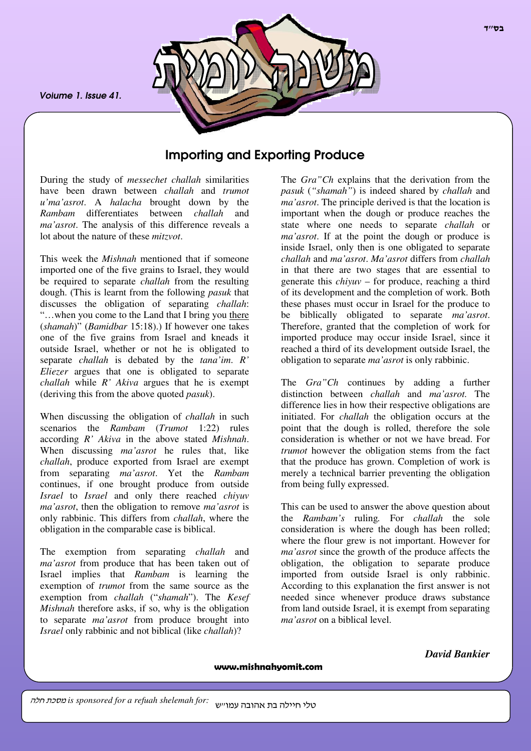# Importing and Exporting Produce

During the study of *messechet challah* similarities have been drawn between *challah* and *trumot u'ma'asrot*. A *halacha* brought down by the *Rambam* differentiates between *challah* and *ma'asrot*. The analysis of this difference reveals a lot about the nature of these *mitzvot*.

This week the *Mishnah* mentioned that if someone imported one of the five grains to Israel, they would be required to separate *challah* from the resulting dough. (This is learnt from the following *pasuk* that discusses the obligation of separating *challah*: "…when you come to the Land that I bring you there (*shamah*)" (*Bamidbar* 15:18).) If however one takes one of the five grains from Israel and kneads it outside Israel, whether or not he is obligated to separate *challah* is debated by the *tana'im*. *R' Eliezer* argues that one is obligated to separate *challah* while *R' Akiva* argues that he is exempt (deriving this from the above quoted *pasuk*).

When discussing the obligation of *challah* in such scenarios the *Rambam* (*Trumot* 1:22) rules according *R' Akiva* in the above stated *Mishnah*. When discussing *ma'asrot* he rules that, like *challah*, produce exported from Israel are exempt from separating *ma'asrot*. Yet the *Rambam* continues, if one brought produce from outside *Israel* to *Israel* and only there reached *chiyuv ma'asrot*, then the obligation to remove *ma'asrot* is only rabbinic. This differs from *challah*, where the obligation in the comparable case is biblical.

The exemption from separating *challah* and *ma'asrot* from produce that has been taken out of Israel implies that *Rambam* is learning the exemption of *trumot* from the same source as the exemption from *challah* ("*shamah*"). The *Kesef Mishnah* therefore asks, if so, why is the obligation to separate *ma'asrot* from produce brought into *Israel* only rabbinic and not biblical (like *challah*)?

The *Gra"Ch* explains that the derivation from the *pasuk* (*"shamah"*) is indeed shared by *challah* and *ma'asrot*. The principle derived is that the location is important when the dough or produce reaches the state where one needs to separate *challah* or *ma'asrot*. If at the point the dough or produce is inside Israel, only then is one obligated to separate *challah* and *ma'asrot*. *Ma'asrot* differs from *challah* in that there are two stages that are essential to generate this *chiyuv* – for produce, reaching a third of its development and the completion of work. Both these phases must occur in Israel for the produce to be biblically obligated to separate *ma'asrot*. Therefore, granted that the completion of work for imported produce may occur inside Israel, since it reached a third of its development outside Israel, the obligation to separate *ma'asrot* is only rabbinic.

The *Gra"Ch* continues by adding a further distinction between *challah* and *ma'asrot.* The difference lies in how their respective obligations are initiated. For *challah* the obligation occurs at the point that the dough is rolled, therefore the sole consideration is whether or not we have bread. For *trumot* however the obligation stems from the fact that the produce has grown. Completion of work is merely a technical barrier preventing the obligation from being fully expressed.

This can be used to answer the above question about the *Rambam's* ruling. For *challah* the sole consideration is where the dough has been rolled; where the flour grew is not important. However for *ma'asrot* since the growth of the produce affects the obligation, the obligation to separate produce imported from outside Israel is only rabbinic. According to this explanation the first answer is not needed since whenever produce draws substance from land outside Israel, it is exempt from separating *ma'asrot* on a biblical level.

***David Bankier***

*מסכת חלה is sponsored for a refuah shelemah for:* טלי חיילה בת אהובה עמו"ש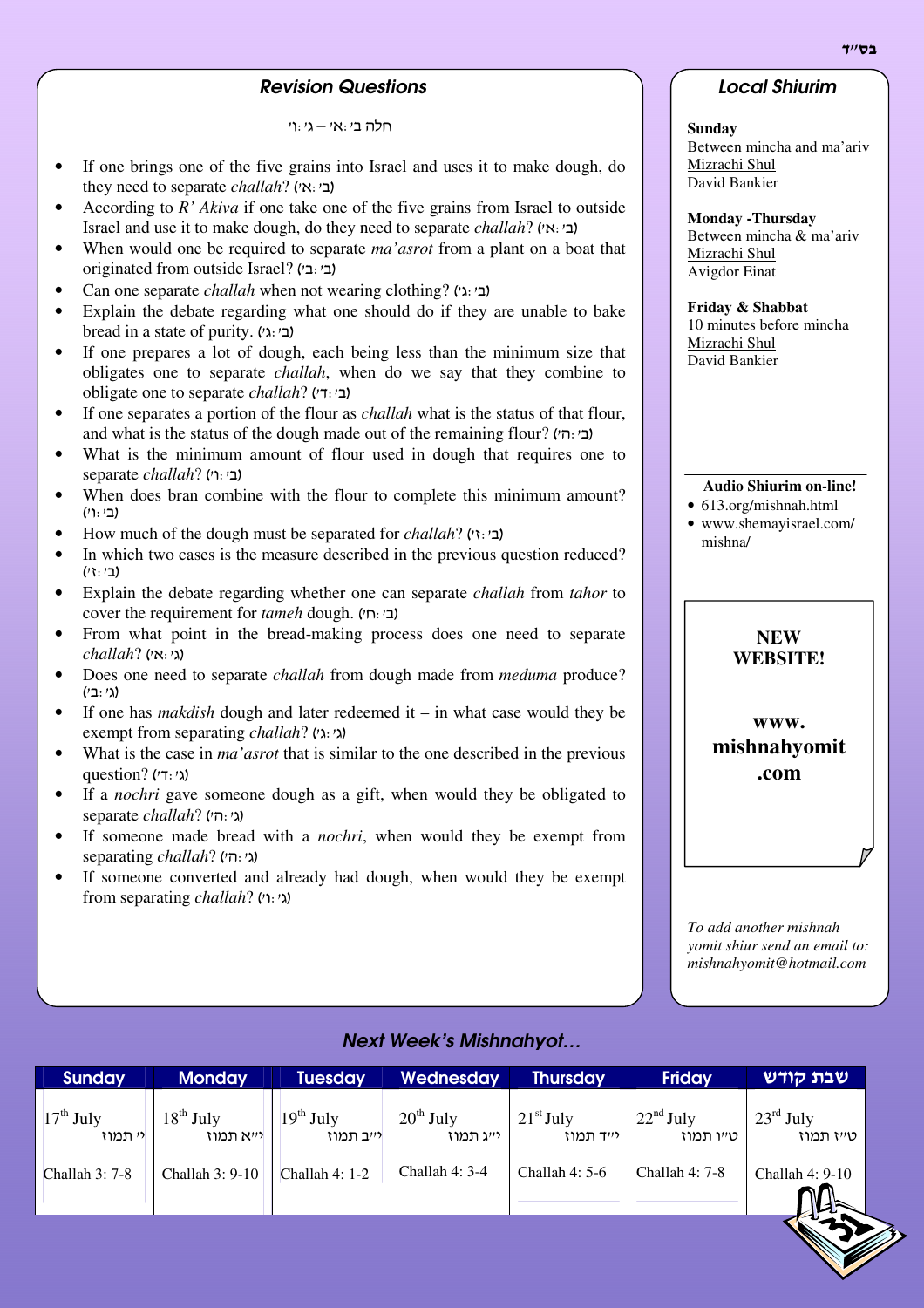## Revision Questions

חלה ב׳:א׳ – ג׳:ו׳

- If one brings one of the five grains into Israel and uses it to make dough, do they need to separate *challah*? (ב׳:א׳)
- According to *R' Akiva* if one take one of the five grains from Israel to outside Israel and use it to make dough, do they need to separate *challah*? (ב׳:א׳)
- When would one be required to separate *ma'asrot* from a plant on a boat that originated from outside Israel? (ב׳:ב׳)
- Can one separate *challah* when not wearing clothing? (ב׳:ג׳)
- Explain the debate regarding what one should do if they are unable to bake bread in a state of purity. (ב׳:ג׳)
- If one prepares a lot of dough, each being less than the minimum size that obligates one to separate *challah*, when do we say that they combine to obligate one to separate *challah*? (ב׳:ד׳)
- If one separates a portion of the flour as *challah* what is the status of that flour, and what is the status of the dough made out of the remaining flour? (ב׳:ה׳)
- What is the minimum amount of flour used in dough that requires one to separate *challah*? (ב׳:ו׳)
- When does bran combine with the flour to complete this minimum amount? (ב׳:ו׳)
- How much of the dough must be separated for *challah*? (ב׳:ז׳)
- In which two cases is the measure described in the previous question reduced? (ב׳:ז׳)
- Explain the debate regarding whether one can separate *challah* from *tahor* to cover the requirement for *tameh* dough. (ב׳:ח׳)
- From what point in the bread-making process does one need to separate *challah*? (ג׳:א׳)
- Does one need to separate *challah* from dough made from *meduma* produce? (ג׳:ב׳)
- If one has *makdish* dough and later redeemed it – in what case would they be exempt from separating *challah*? (ג׳:ג׳)
- What is the case in *ma'asrot* that is similar to the one described in the previous question? (ג׳:ד׳)
- If a *nochri* gave someone dough as a gift, when would they be obligated to separate *challah*? (ג׳:ה׳)
- If someone made bread with a *nochri*, when would they be exempt from separating *challah*? (ג׳:ה׳)
- If someone converted and already had dough, when would they be exempt from separating *challah*? (ג׳:ו׳)

## Local Shiurim

**Sunday**
Between mincha and ma'ariv
Mizrachi Shul
David Bankier

**Monday -Thursday**
Between mincha & ma'ariv
Mizrachi Shul
Avigdor Einat

**Friday & Shabbat**
10 minutes before mincha
Mizrachi Shul
David Bankier

**Audio Shiurim on-line!**
- 613.org/mishnah.html
- www.shemayisrael.com/mishna/

**NEW WEBSITE!**

**www.mishnahyomit.com**

*To add another mishnah yomit shiur send an email to: mishnahyomit@hotmail.com*

## Next Week's Mishnahyot...

| Sunday | Monday | Tuesday | Wednesday | Thursday | Friday | שבת קודש |
|---|---|---|---|---|---|---|
| 17th July<br>י׳ תמוז | 18th July<br>י״א תמוז | 19th July<br>י״ב תמוז | 20th July<br>י״ג תמוז | 21st July<br>י״ד תמוז | 22nd July<br>ט״ו תמוז | 23rd July<br>ט״ז תמוז |
| Challah 3: 7-8 | Challah 3: 9-10 | Challah 4: 1-2 | Challah 4: 3-4 | Challah 4: 5-6 | Challah 4: 7-8 | Challah 4: 9-10 |